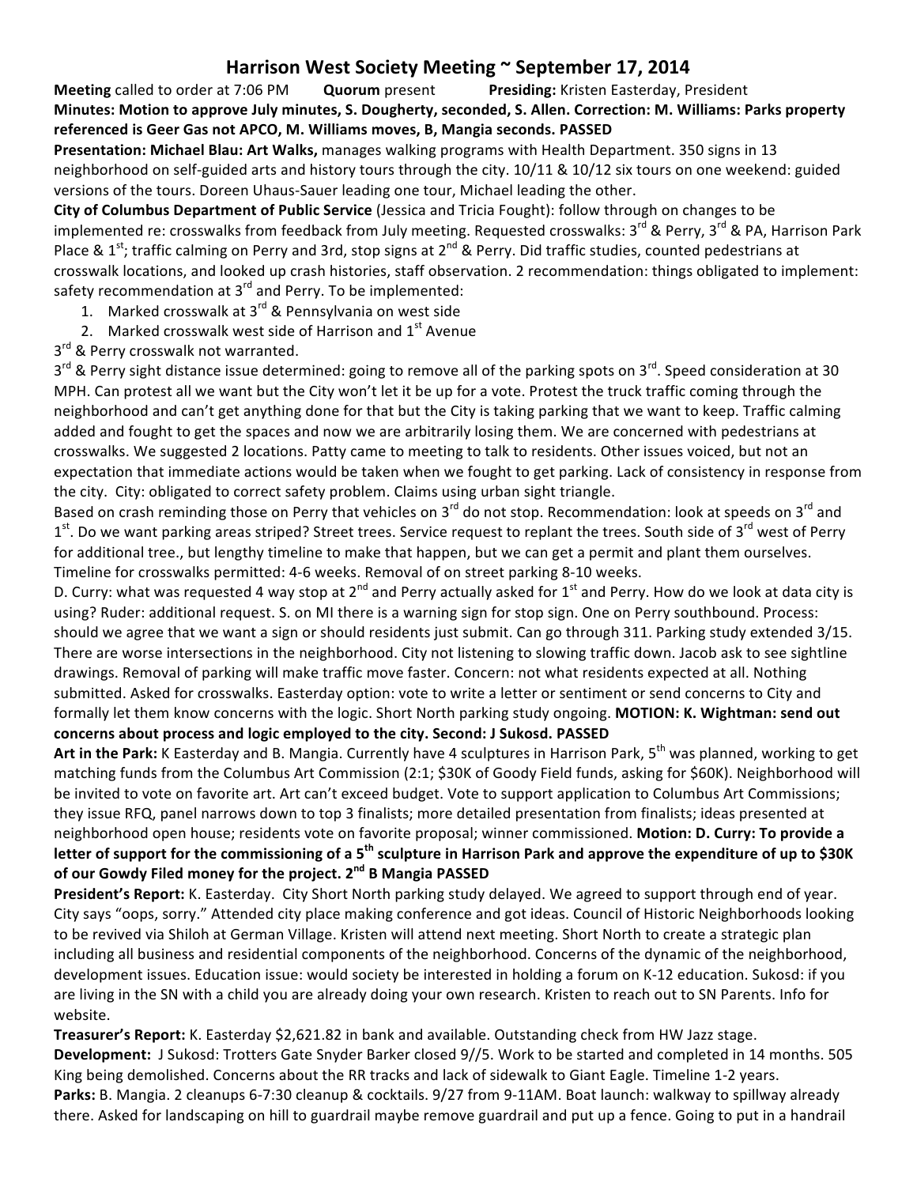# Harrison West Society Meeting ~ September 17, 2014

**Meeting** called to order at 7:06 PM **Quorum** present **Presiding:** Kristen Easterday, President

**Minutes: Motion to approve July minutes, S. Dougherty, seconded, S. Allen. Correction: M. Williams: Parks property referenced is Geer Gas not APCO, M. Williams moves, B, Mangia seconds. PASSED**

**Presentation: Michael Blau: Art Walks,** manages walking programs with Health Department. 350 signs in 13 neighborhood on self-guided arts and history tours through the city. 10/11 & 10/12 six tours on one weekend: guided versions of the tours. Doreen Uhaus-Sauer leading one tour, Michael leading the other.

**City of Columbus Department of Public Service** (Jessica and Tricia Fought): follow through on changes to be implemented re: crosswalks from feedback from July meeting. Requested crosswalks: 3rd & Perry, 3rd & PA, Harrison Park Place & 1st; traffic calming on Perry and 3rd, stop signs at 2nd & Perry. Did traffic studies, counted pedestrians at crosswalk locations, and looked up crash histories, staff observation. 2 recommendation: things obligated to implement: safety recommendation at 3rd and Perry. To be implemented:

1. Marked crosswalk at 3rd & Pennsylvania on west side
2. Marked crosswalk west side of Harrison and 1st Avenue

3rd & Perry crosswalk not warranted.

3rd & Perry sight distance issue determined: going to remove all of the parking spots on 3rd. Speed consideration at 30 MPH. Can protest all we want but the City won't let it be up for a vote. Protest the truck traffic coming through the neighborhood and can't get anything done for that but the City is taking parking that we want to keep. Traffic calming added and fought to get the spaces and now we are arbitrarily losing them. We are concerned with pedestrians at crosswalks. We suggested 2 locations. Patty came to meeting to talk to residents. Other issues voiced, but not an expectation that immediate actions would be taken when we fought to get parking. Lack of consistency in response from the city. City: obligated to correct safety problem. Claims using urban sight triangle.

Based on crash reminding those on Perry that vehicles on 3rd do not stop. Recommendation: look at speeds on 3rd and 1st. Do we want parking areas striped? Street trees. Service request to replant the trees. South side of 3rd west of Perry for additional tree., but lengthy timeline to make that happen, but we can get a permit and plant them ourselves. Timeline for crosswalks permitted: 4-6 weeks. Removal of on street parking 8-10 weeks.

D. Curry: what was requested 4 way stop at 2nd and Perry actually asked for 1st and Perry. How do we look at data city is using? Ruder: additional request. S. on MI there is a warning sign for stop sign. One on Perry southbound. Process: should we agree that we want a sign or should residents just submit. Can go through 311. Parking study extended 3/15. There are worse intersections in the neighborhood. City not listening to slowing traffic down. Jacob ask to see sightline drawings. Removal of parking will make traffic move faster. Concern: not what residents expected at all. Nothing submitted. Asked for crosswalks. Easterday option: vote to write a letter or sentiment or send concerns to City and formally let them know concerns with the logic. Short North parking study ongoing. **MOTION: K. Wightman: send out concerns about process and logic employed to the city. Second: J Sukosd. PASSED**

**Art in the Park:** K Easterday and B. Mangia. Currently have 4 sculptures in Harrison Park, 5th was planned, working to get matching funds from the Columbus Art Commission (2:1; $30K of Goody Field funds, asking for $60K). Neighborhood will be invited to vote on favorite art. Art can't exceed budget. Vote to support application to Columbus Art Commissions; they issue RFQ, panel narrows down to top 3 finalists; more detailed presentation from finalists; ideas presented at neighborhood open house; residents vote on favorite proposal; winner commissioned. **Motion: D. Curry: To provide a letter of support for the commissioning of a 5th sculpture in Harrison Park and approve the expenditure of up to $30K of our Gowdy Filed money for the project. 2nd B Mangia PASSED**

**President's Report:** K. Easterday. City Short North parking study delayed. We agreed to support through end of year. City says "oops, sorry." Attended city place making conference and got ideas. Council of Historic Neighborhoods looking to be revived via Shiloh at German Village. Kristen will attend next meeting. Short North to create a strategic plan including all business and residential components of the neighborhood. Concerns of the dynamic of the neighborhood, development issues. Education issue: would society be interested in holding a forum on K-12 education. Sukosd: if you are living in the SN with a child you are already doing your own research. Kristen to reach out to SN Parents. Info for website.

**Treasurer's Report:** K. Easterday $2,621.82 in bank and available. Outstanding check from HW Jazz stage.

**Development:** J Sukosd: Trotters Gate Snyder Barker closed 9//5. Work to be started and completed in 14 months. 505 King being demolished. Concerns about the RR tracks and lack of sidewalk to Giant Eagle. Timeline 1-2 years.

**Parks:** B. Mangia. 2 cleanups 6-7:30 cleanup & cocktails. 9/27 from 9-11AM. Boat launch: walkway to spillway already there. Asked for landscaping on hill to guardrail maybe remove guardrail and put up a fence. Going to put in a handrail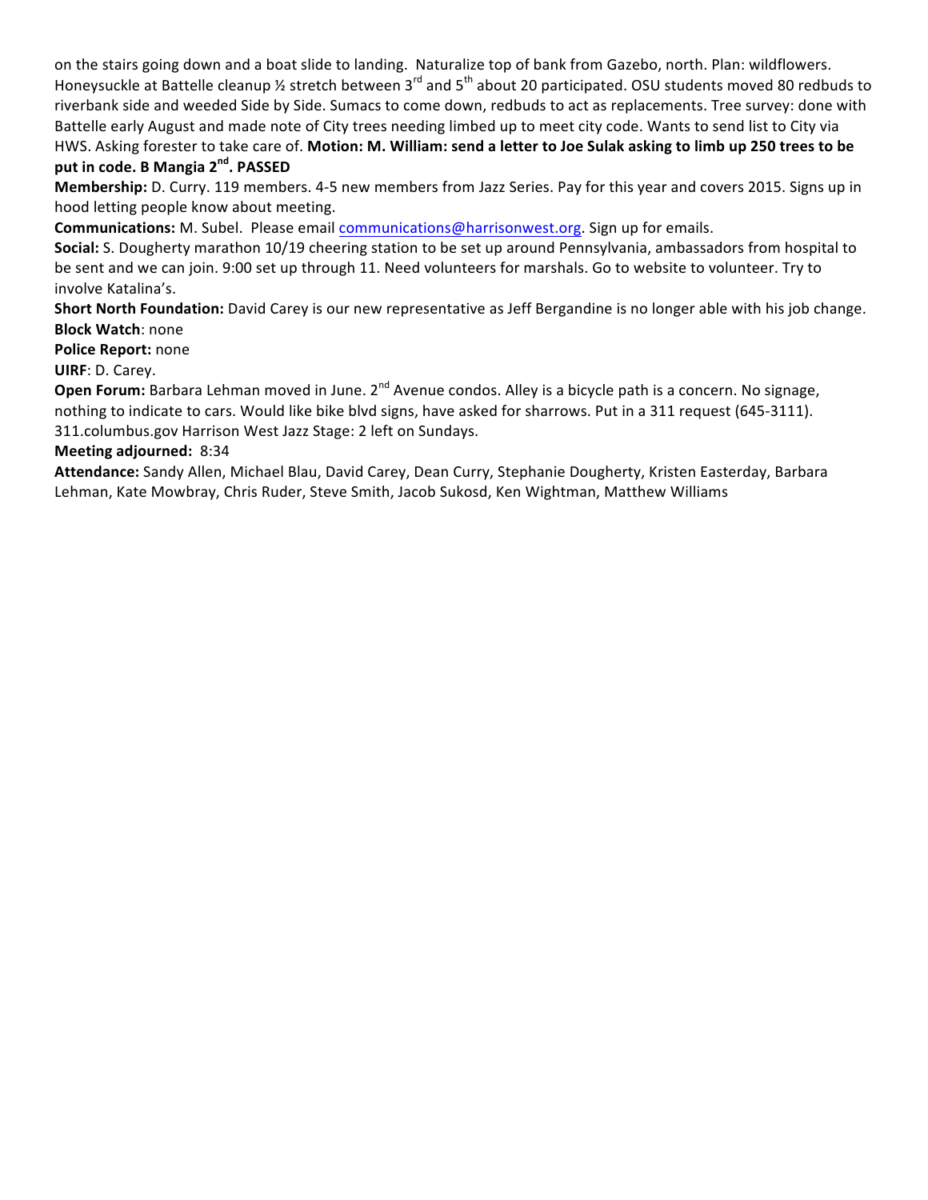on the stairs going down and a boat slide to landing. Naturalize top of bank from Gazebo, north. Plan: wildflowers. Honeysuckle at Battelle cleanup ½ stretch between 3rd and 5th about 20 participated. OSU students moved 80 redbuds to riverbank side and weeded Side by Side. Sumacs to come down, redbuds to act as replacements. Tree survey: done with Battelle early August and made note of City trees needing limbed up to meet city code. Wants to send list to City via HWS. Asking forester to take care of. **Motion: M. William: send a letter to Joe Sulak asking to limb up 250 trees to be put in code. B Mangia 2nd. PASSED**

**Membership:** D. Curry. 119 members. 4-5 new members from Jazz Series. Pay for this year and covers 2015. Signs up in hood letting people know about meeting.

**Communications:** M. Subel. Please email communications@harrisonwest.org. Sign up for emails.

**Social:** S. Dougherty marathon 10/19 cheering station to be set up around Pennsylvania, ambassadors from hospital to be sent and we can join. 9:00 set up through 11. Need volunteers for marshals. Go to website to volunteer. Try to involve Katalina's.

**Short North Foundation:** David Carey is our new representative as Jeff Bergandine is no longer able with his job change.

**Block Watch**: none

**Police Report:** none

**UIRF**: D. Carey.

**Open Forum:** Barbara Lehman moved in June. 2nd Avenue condos. Alley is a bicycle path is a concern. No signage, nothing to indicate to cars. Would like bike blvd signs, have asked for sharrows. Put in a 311 request (645-3111). 311.columbus.gov Harrison West Jazz Stage: 2 left on Sundays.

**Meeting adjourned:** 8:34

**Attendance:** Sandy Allen, Michael Blau, David Carey, Dean Curry, Stephanie Dougherty, Kristen Easterday, Barbara Lehman, Kate Mowbray, Chris Ruder, Steve Smith, Jacob Sukosd, Ken Wightman, Matthew Williams